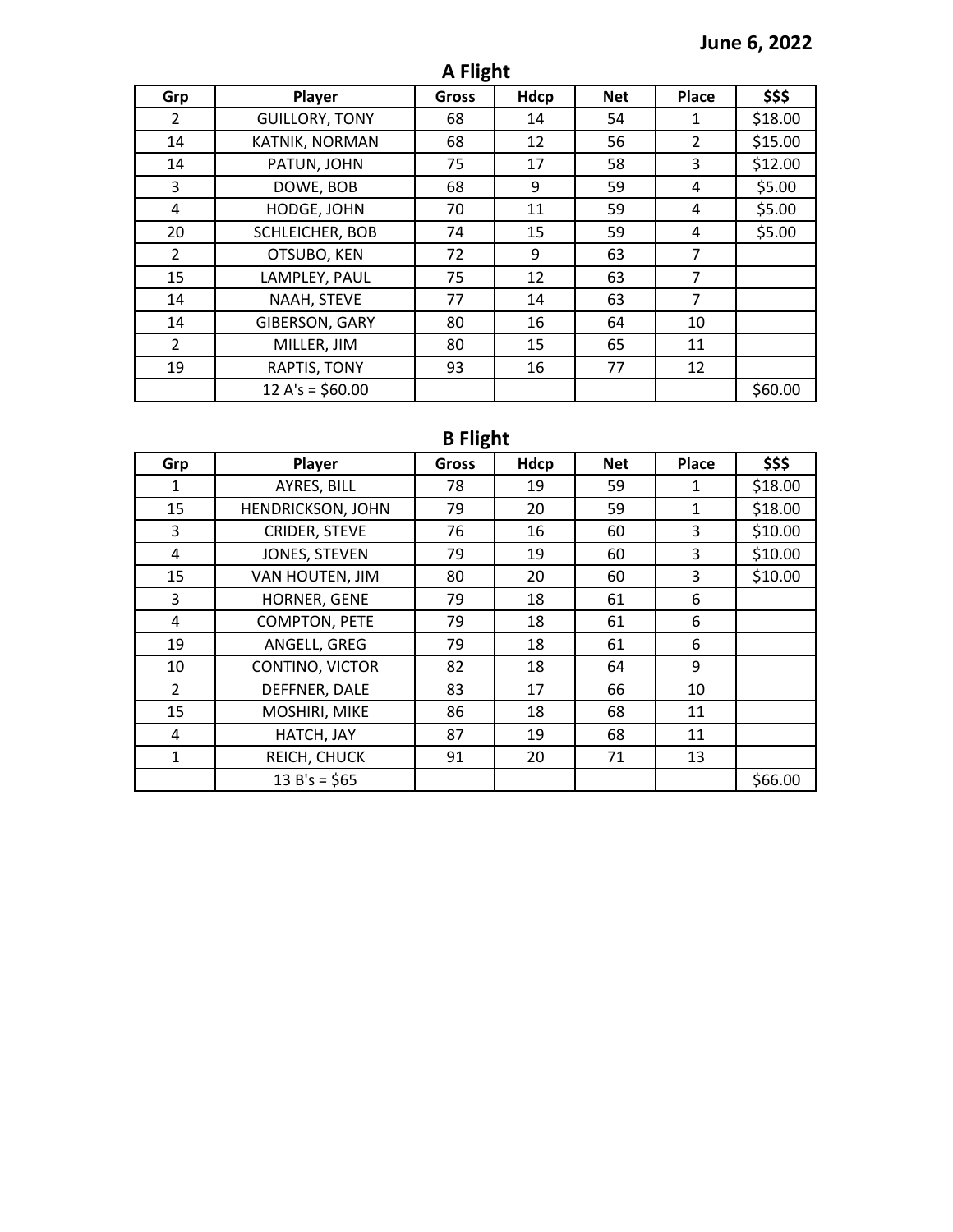**June 6, 2022**

## A Flight

| Grp | Player | Gross | Hdcp | Net | Place | $$$ |
|---|---|---|---|---|---|---|
| 2 | GUILLORY, TONY | 68 | 14 | 54 | 1 | $18.00 |
| 14 | KATNIK, NORMAN | 68 | 12 | 56 | 2 | $15.00 |
| 14 | PATUN, JOHN | 75 | 17 | 58 | 3 | $12.00 |
| 3 | DOWE, BOB | 68 | 9 | 59 | 4 | $5.00 |
| 4 | HODGE, JOHN | 70 | 11 | 59 | 4 | $5.00 |
| 20 | SCHLEICHER, BOB | 74 | 15 | 59 | 4 | $5.00 |
| 2 | OTSUBO, KEN | 72 | 9 | 63 | 7 | |
| 15 | LAMPLEY, PAUL | 75 | 12 | 63 | 7 | |
| 14 | NAAH, STEVE | 77 | 14 | 63 | 7 | |
| 14 | GIBERSON, GARY | 80 | 16 | 64 | 10 | |
| 2 | MILLER, JIM | 80 | 15 | 65 | 11 | |
| 19 | RAPTIS, TONY | 93 | 16 | 77 | 12 | |
| | 12 A's = $60.00 | | | | | $60.00 |

## B Flight

| Grp | Player | Gross | Hdcp | Net | Place | $$$ |
|---|---|---|---|---|---|---|
| 1 | AYRES, BILL | 78 | 19 | 59 | 1 | $18.00 |
| 15 | HENDRICKSON, JOHN | 79 | 20 | 59 | 1 | $18.00 |
| 3 | CRIDER, STEVE | 76 | 16 | 60 | 3 | $10.00 |
| 4 | JONES, STEVEN | 79 | 19 | 60 | 3 | $10.00 |
| 15 | VAN HOUTEN, JIM | 80 | 20 | 60 | 3 | $10.00 |
| 3 | HORNER, GENE | 79 | 18 | 61 | 6 | |
| 4 | COMPTON, PETE | 79 | 18 | 61 | 6 | |
| 19 | ANGELL, GREG | 79 | 18 | 61 | 6 | |
| 10 | CONTINO, VICTOR | 82 | 18 | 64 | 9 | |
| 2 | DEFFNER, DALE | 83 | 17 | 66 | 10 | |
| 15 | MOSHIRI, MIKE | 86 | 18 | 68 | 11 | |
| 4 | HATCH, JAY | 87 | 19 | 68 | 11 | |
| 1 | REICH, CHUCK | 91 | 20 | 71 | 13 | |
| | 13 B's = $65 | | | | | $66.00 |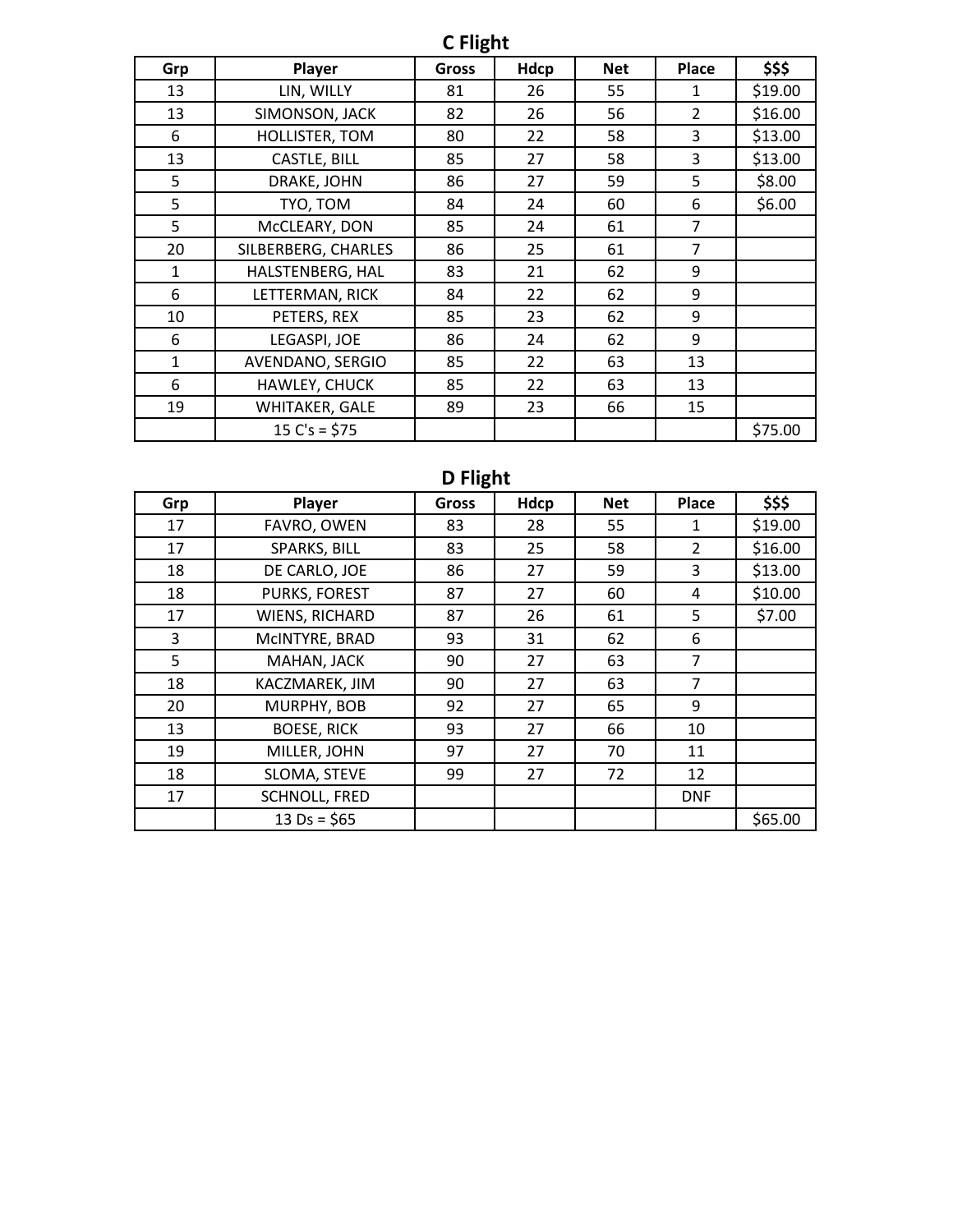## C Flight

| Grp | Player | Gross | Hdcp | Net | Place | $$$ |
|---|---|---|---|---|---|---|
| 13 | LIN, WILLY | 81 | 26 | 55 | 1 | $19.00 |
| 13 | SIMONSON, JACK | 82 | 26 | 56 | 2 | $16.00 |
| 6 | HOLLISTER, TOM | 80 | 22 | 58 | 3 | $13.00 |
| 13 | CASTLE, BILL | 85 | 27 | 58 | 3 | $13.00 |
| 5 | DRAKE, JOHN | 86 | 27 | 59 | 5 | $8.00 |
| 5 | TYO, TOM | 84 | 24 | 60 | 6 | $6.00 |
| 5 | McCLEARY, DON | 85 | 24 | 61 | 7 | |
| 20 | SILBERBERG, CHARLES | 86 | 25 | 61 | 7 | |
| 1 | HALSTENBERG, HAL | 83 | 21 | 62 | 9 | |
| 6 | LETTERMAN, RICK | 84 | 22 | 62 | 9 | |
| 10 | PETERS, REX | 85 | 23 | 62 | 9 | |
| 6 | LEGASPI, JOE | 86 | 24 | 62 | 9 | |
| 1 | AVENDANO, SERGIO | 85 | 22 | 63 | 13 | |
| 6 | HAWLEY, CHUCK | 85 | 22 | 63 | 13 | |
| 19 | WHITAKER, GALE | 89 | 23 | 66 | 15 | |
| | 15 C's = $75 | | | | | $75.00 |

## D Flight

| Grp | Player | Gross | Hdcp | Net | Place | $$$ |
|---|---|---|---|---|---|---|
| 17 | FAVRO, OWEN | 83 | 28 | 55 | 1 | $19.00 |
| 17 | SPARKS, BILL | 83 | 25 | 58 | 2 | $16.00 |
| 18 | DE CARLO, JOE | 86 | 27 | 59 | 3 | $13.00 |
| 18 | PURKS, FOREST | 87 | 27 | 60 | 4 | $10.00 |
| 17 | WIENS, RICHARD | 87 | 26 | 61 | 5 | $7.00 |
| 3 | McINTYRE, BRAD | 93 | 31 | 62 | 6 | |
| 5 | MAHAN, JACK | 90 | 27 | 63 | 7 | |
| 18 | KACZMAREK, JIM | 90 | 27 | 63 | 7 | |
| 20 | MURPHY, BOB | 92 | 27 | 65 | 9 | |
| 13 | BOESE, RICK | 93 | 27 | 66 | 10 | |
| 19 | MILLER, JOHN | 97 | 27 | 70 | 11 | |
| 18 | SLOMA, STEVE | 99 | 27 | 72 | 12 | |
| 17 | SCHNOLL, FRED | | | | DNF | |
| | 13 Ds = $65 | | | | | $65.00 |